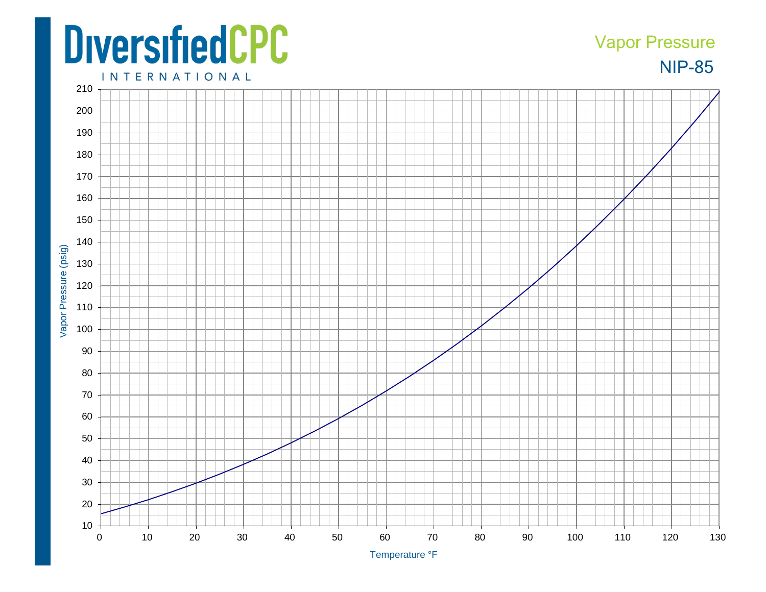DiversifiedCPC
INTERNATIONAL

Vapor Pressure

NIP-85

Vapor Pressure (psig)

Temperature °F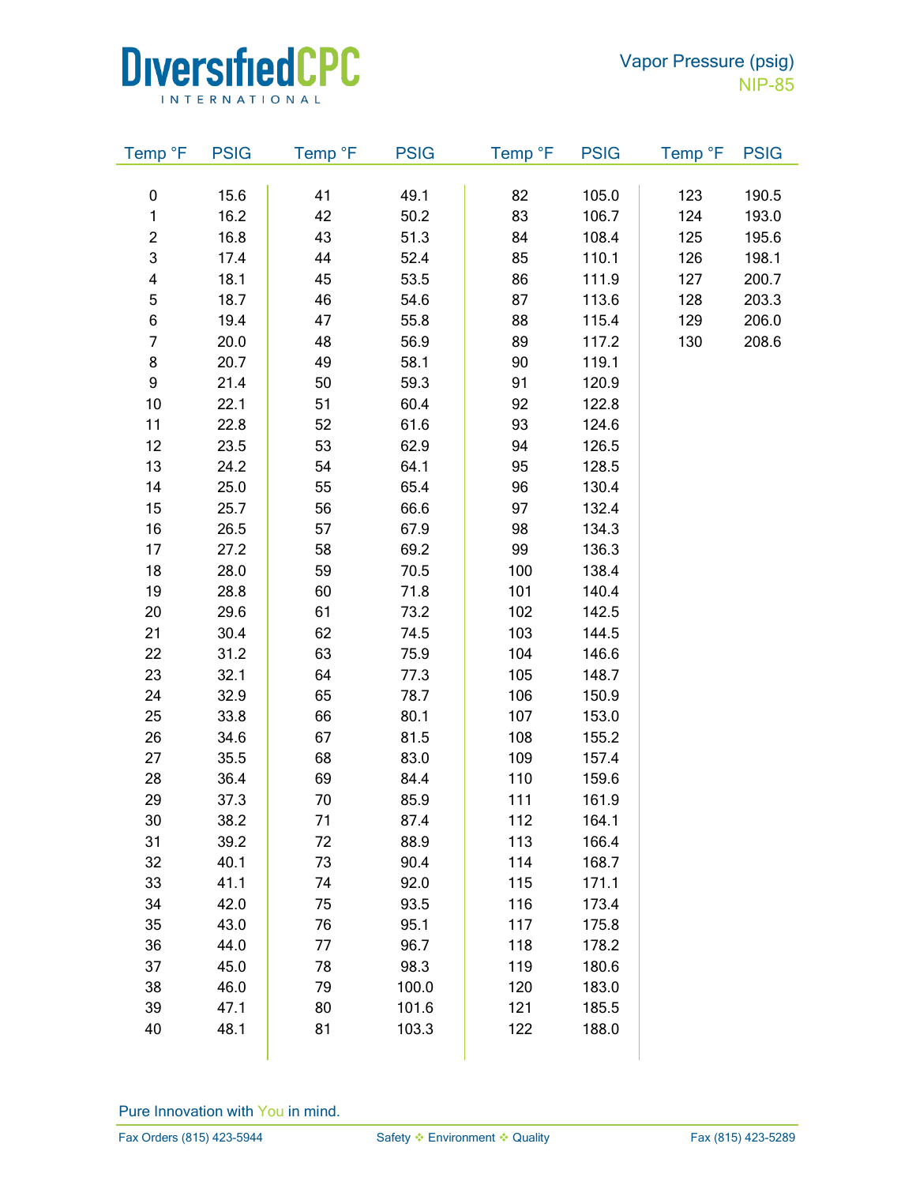DiversifiedCPC INTERNATIONAL

# Vapor Pressure (psig)

## NIP-85

| Temp °F | PSIG | Temp °F | PSIG | Temp °F | PSIG | Temp °F | PSIG |
|---|---|---|---|---|---|---|---|
| 0 | 15.6 | 41 | 49.1 | 82 | 105.0 | 123 | 190.5 |
| 1 | 16.2 | 42 | 50.2 | 83 | 106.7 | 124 | 193.0 |
| 2 | 16.8 | 43 | 51.3 | 84 | 108.4 | 125 | 195.6 |
| 3 | 17.4 | 44 | 52.4 | 85 | 110.1 | 126 | 198.1 |
| 4 | 18.1 | 45 | 53.5 | 86 | 111.9 | 127 | 200.7 |
| 5 | 18.7 | 46 | 54.6 | 87 | 113.6 | 128 | 203.3 |
| 6 | 19.4 | 47 | 55.8 | 88 | 115.4 | 129 | 206.0 |
| 7 | 20.0 | 48 | 56.9 | 89 | 117.2 | 130 | 208.6 |
| 8 | 20.7 | 49 | 58.1 | 90 | 119.1 | | |
| 9 | 21.4 | 50 | 59.3 | 91 | 120.9 | | |
| 10 | 22.1 | 51 | 60.4 | 92 | 122.8 | | |
| 11 | 22.8 | 52 | 61.6 | 93 | 124.6 | | |
| 12 | 23.5 | 53 | 62.9 | 94 | 126.5 | | |
| 13 | 24.2 | 54 | 64.1 | 95 | 128.5 | | |
| 14 | 25.0 | 55 | 65.4 | 96 | 130.4 | | |
| 15 | 25.7 | 56 | 66.6 | 97 | 132.4 | | |
| 16 | 26.5 | 57 | 67.9 | 98 | 134.3 | | |
| 17 | 27.2 | 58 | 69.2 | 99 | 136.3 | | |
| 18 | 28.0 | 59 | 70.5 | 100 | 138.4 | | |
| 19 | 28.8 | 60 | 71.8 | 101 | 140.4 | | |
| 20 | 29.6 | 61 | 73.2 | 102 | 142.5 | | |
| 21 | 30.4 | 62 | 74.5 | 103 | 144.5 | | |
| 22 | 31.2 | 63 | 75.9 | 104 | 146.6 | | |
| 23 | 32.1 | 64 | 77.3 | 105 | 148.7 | | |
| 24 | 32.9 | 65 | 78.7 | 106 | 150.9 | | |
| 25 | 33.8 | 66 | 80.1 | 107 | 153.0 | | |
| 26 | 34.6 | 67 | 81.5 | 108 | 155.2 | | |
| 27 | 35.5 | 68 | 83.0 | 109 | 157.4 | | |
| 28 | 36.4 | 69 | 84.4 | 110 | 159.6 | | |
| 29 | 37.3 | 70 | 85.9 | 111 | 161.9 | | |
| 30 | 38.2 | 71 | 87.4 | 112 | 164.1 | | |
| 31 | 39.2 | 72 | 88.9 | 113 | 166.4 | | |
| 32 | 40.1 | 73 | 90.4 | 114 | 168.7 | | |
| 33 | 41.1 | 74 | 92.0 | 115 | 171.1 | | |
| 34 | 42.0 | 75 | 93.5 | 116 | 173.4 | | |
| 35 | 43.0 | 76 | 95.1 | 117 | 175.8 | | |
| 36 | 44.0 | 77 | 96.7 | 118 | 178.2 | | |
| 37 | 45.0 | 78 | 98.3 | 119 | 180.6 | | |
| 38 | 46.0 | 79 | 100.0 | 120 | 183.0 | | |
| 39 | 47.1 | 80 | 101.6 | 121 | 185.5 | | |
| 40 | 48.1 | 81 | 103.3 | 122 | 188.0 | | |

Pure Innovation with You in mind.

Fax Orders (815) 423-5944 — Safety ✣ Environment ✣ Quality — Fax (815) 423-5289